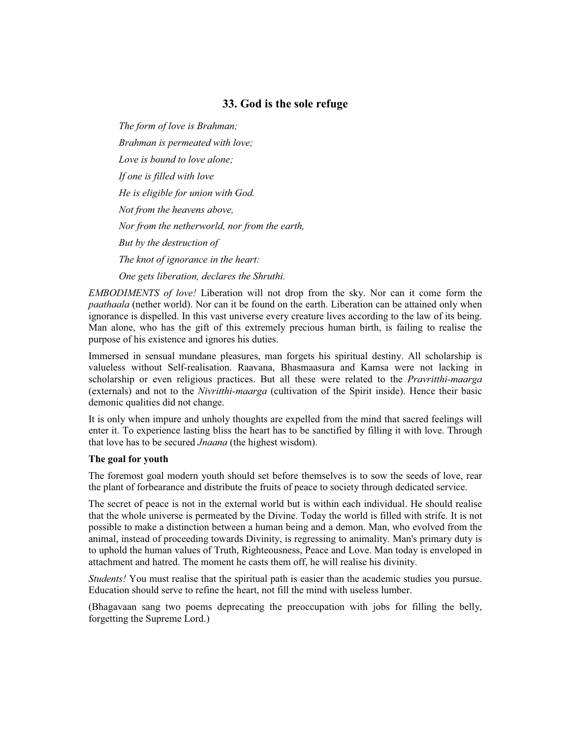## 33. God is the sole refuge

*The form of love is Brahman;*

*Brahman is permeated with love;*

*Love is bound to love alone;*

*If one is filled with love*

*He is eligible for union with God.*

*Not from the heavens above,*

*Nor from the netherworld, nor from the earth,*

*But by the destruction of*

*The knot of ignorance in the heart:*

*One gets liberation, declares the Shruthi.*

*EMBODIMENTS of love!* Liberation will not drop from the sky. Nor can it come form the *paathaala* (nether world). Nor can it be found on the earth. Liberation can be attained only when ignorance is dispelled. In this vast universe every creature lives according to the law of its being. Man alone, who has the gift of this extremely precious human birth, is failing to realise the purpose of his existence and ignores his duties.

Immersed in sensual mundane pleasures, man forgets his spiritual destiny. All scholarship is valueless without Self-realisation. Raavana, Bhasmaasura and Kamsa were not lacking in scholarship or even religious practices. But all these were related to the *Pravritthi-maarga* (externals) and not to the *Nivritthi-maarga* (cultivation of the Spirit inside). Hence their basic demonic qualities did not change.

It is only when impure and unholy thoughts are expelled from the mind that sacred feelings will enter it. To experience lasting bliss the heart has to be sanctified by filling it with love. Through that love has to be secured *Jnaana* (the highest wisdom).

**The goal for youth**

The foremost goal modern youth should set before themselves is to sow the seeds of love, rear the plant of forbearance and distribute the fruits of peace to society through dedicated service.

The secret of peace is not in the external world but is within each individual. He should realise that the whole universe is permeated by the Divine. Today the world is filled with strife. It is not possible to make a distinction between a human being and a demon. Man, who evolved from the animal, instead of proceeding towards Divinity, is regressing to animality. Man's primary duty is to uphold the human values of Truth, Righteousness, Peace and Love. Man today is enveloped in attachment and hatred. The moment he casts them off, he will realise his divinity.

*Students!* You must realise that the spiritual path is easier than the academic studies you pursue. Education should serve to refine the heart, not fill the mind with useless lumber.

(Bhagavaan sang two poems deprecating the preoccupation with jobs for filling the belly, forgetting the Supreme Lord.)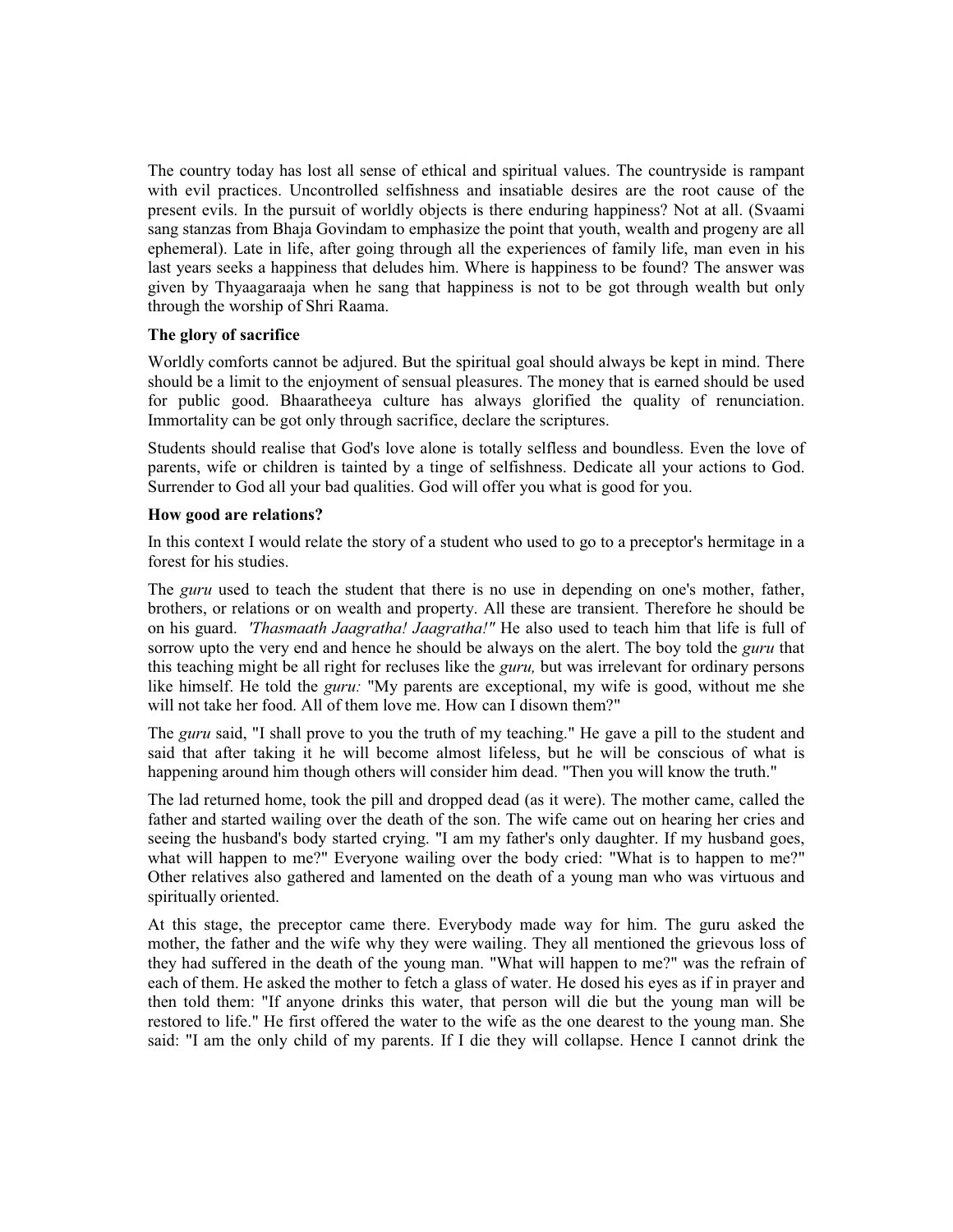The country today has lost all sense of ethical and spiritual values. The countryside is rampant with evil practices. Uncontrolled selfishness and insatiable desires are the root cause of the present evils. In the pursuit of worldly objects is there enduring happiness? Not at all. (Svaami sang stanzas from Bhaja Govindam to emphasize the point that youth, wealth and progeny are all ephemeral). Late in life, after going through all the experiences of family life, man even in his last years seeks a happiness that deludes him. Where is happiness to be found? The answer was given by Thyaagaraaja when he sang that happiness is not to be got through wealth but only through the worship of Shri Raama.

**The glory of sacrifice**

Worldly comforts cannot be adjured. But the spiritual goal should always be kept in mind. There should be a limit to the enjoyment of sensual pleasures. The money that is earned should be used for public good. Bhaaratheeya culture has always glorified the quality of renunciation. Immortality can be got only through sacrifice, declare the scriptures.

Students should realise that God's love alone is totally selfless and boundless. Even the love of parents, wife or children is tainted by a tinge of selfishness. Dedicate all your actions to God. Surrender to God all your bad qualities. God will offer you what is good for you.

**How good are relations?**

In this context I would relate the story of a student who used to go to a preceptor's hermitage in a forest for his studies.

The *guru* used to teach the student that there is no use in depending on one's mother, father, brothers, or relations or on wealth and property. All these are transient. Therefore he should be on his guard. *'Thasmaath Jaagratha! Jaagratha!"* He also used to teach him that life is full of sorrow upto the very end and hence he should be always on the alert. The boy told the *guru* that this teaching might be all right for recluses like the *guru,* but was irrelevant for ordinary persons like himself. He told the *guru:* "My parents are exceptional, my wife is good, without me she will not take her food. All of them love me. How can I disown them?"

The *guru* said, "I shall prove to you the truth of my teaching." He gave a pill to the student and said that after taking it he will become almost lifeless, but he will be conscious of what is happening around him though others will consider him dead. "Then you will know the truth."

The lad returned home, took the pill and dropped dead (as it were). The mother came, called the father and started wailing over the death of the son. The wife came out on hearing her cries and seeing the husband's body started crying. "I am my father's only daughter. If my husband goes, what will happen to me?" Everyone wailing over the body cried: "What is to happen to me?" Other relatives also gathered and lamented on the death of a young man who was virtuous and spiritually oriented.

At this stage, the preceptor came there. Everybody made way for him. The guru asked the mother, the father and the wife why they were wailing. They all mentioned the grievous loss of they had suffered in the death of the young man. "What will happen to me?" was the refrain of each of them. He asked the mother to fetch a glass of water. He dosed his eyes as if in prayer and then told them: "If anyone drinks this water, that person will die but the young man will be restored to life." He first offered the water to the wife as the one dearest to the young man. She said: "I am the only child of my parents. If I die they will collapse. Hence I cannot drink the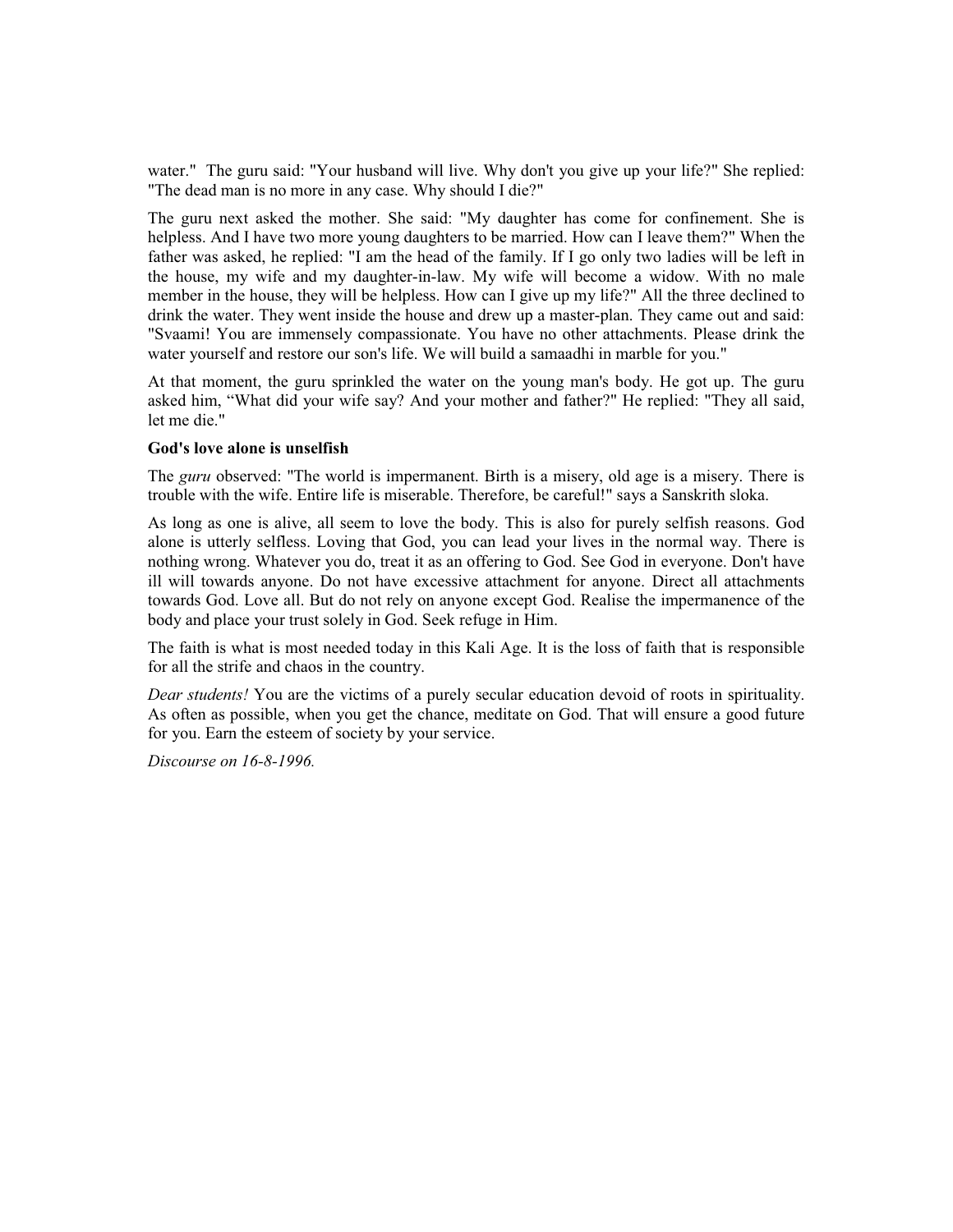water." The guru said: "Your husband will live. Why don't you give up your life?" She replied: "The dead man is no more in any case. Why should I die?"

The guru next asked the mother. She said: "My daughter has come for confinement. She is helpless. And I have two more young daughters to be married. How can I leave them?" When the father was asked, he replied: "I am the head of the family. If I go only two ladies will be left in the house, my wife and my daughter-in-law. My wife will become a widow. With no male member in the house, they will be helpless. How can I give up my life?" All the three declined to drink the water. They went inside the house and drew up a master-plan. They came out and said: "Svaami! You are immensely compassionate. You have no other attachments. Please drink the water yourself and restore our son's life. We will build a samaadhi in marble for you."

At that moment, the guru sprinkled the water on the young man's body. He got up. The guru asked him, "What did your wife say? And your mother and father?" He replied: "They all said, let me die."

**God's love alone is unselfish**

The *guru* observed: "The world is impermanent. Birth is a misery, old age is a misery. There is trouble with the wife. Entire life is miserable. Therefore, be careful!" says a Sanskrith sloka.

As long as one is alive, all seem to love the body. This is also for purely selfish reasons. God alone is utterly selfless. Loving that God, you can lead your lives in the normal way. There is nothing wrong. Whatever you do, treat it as an offering to God. See God in everyone. Don't have ill will towards anyone. Do not have excessive attachment for anyone. Direct all attachments towards God. Love all. But do not rely on anyone except God. Realise the impermanence of the body and place your trust solely in God. Seek refuge in Him.

The faith is what is most needed today in this Kali Age. It is the loss of faith that is responsible for all the strife and chaos in the country.

*Dear students!* You are the victims of a purely secular education devoid of roots in spirituality. As often as possible, when you get the chance, meditate on God. That will ensure a good future for you. Earn the esteem of society by your service.

*Discourse on 16-8-1996.*